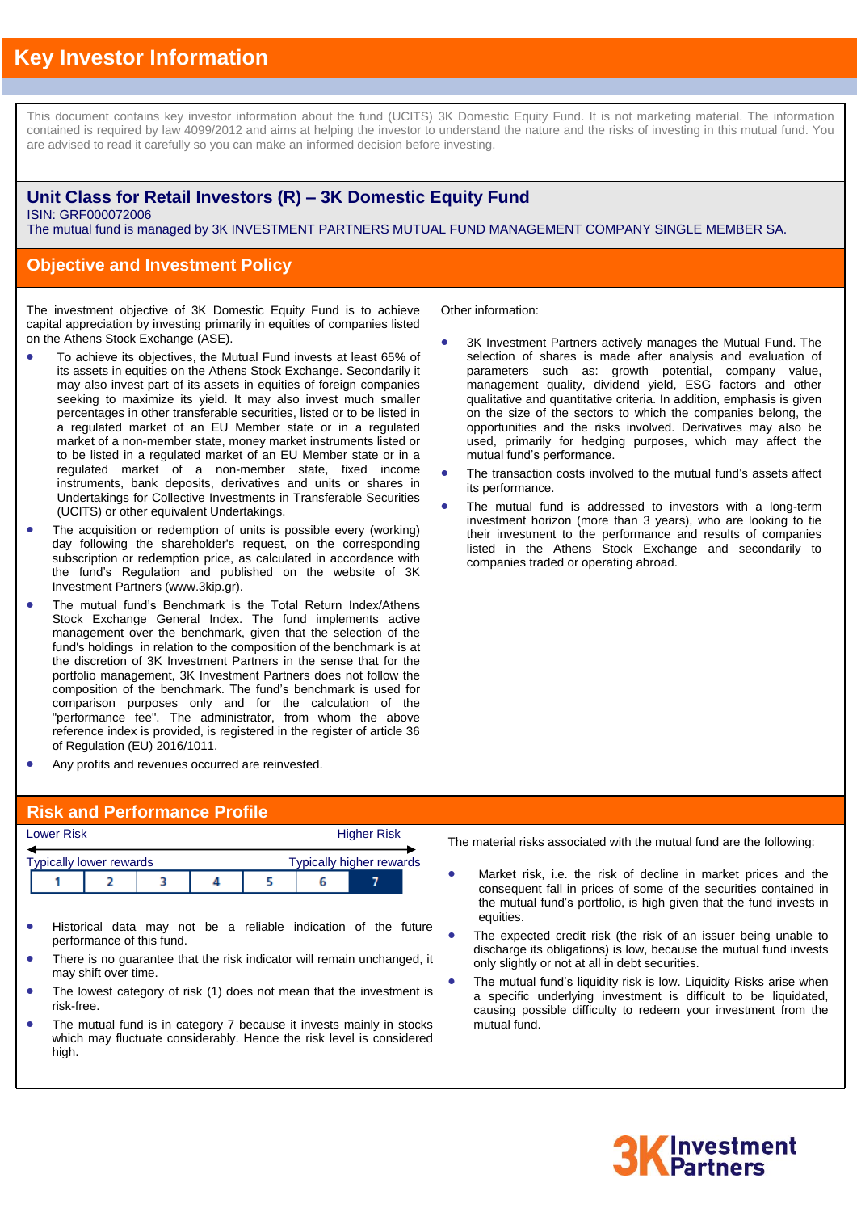# Key Investor Information

This document contains key investor information about the fund (UCITS) 3K Domestic Equity Fund. It is not marketing material. The information contained is required by law 4099/2012 and aims at helping the investor to understand the nature and the risks of investing in this mutual fund. You are advised to read it carefully so you can make an informed decision before investing.

## Unit Class for Retail Investors (R) – 3K Domestic Equity Fund

ISIN: GRF000072006

The mutual fund is managed by 3K INVESTMENT PARTNERS MUTUAL FUND MANAGEMENT COMPANY SINGLE MEMBER SA.

## Objective and Investment Policy

The investment objective of 3K Domestic Equity Fund is to achieve capital appreciation by investing primarily in equities of companies listed on the Athens Stock Exchange (ASE).

- To achieve its objectives, the Mutual Fund invests at least 65% of its assets in equities on the Athens Stock Exchange. Secondarily it may also invest part of its assets in equities of foreign companies seeking to maximize its yield. It may also invest much smaller percentages in other transferable securities, listed or to be listed in a regulated market of an EU Member state or in a regulated market of a non-member state, money market instruments listed or to be listed in a regulated market of an EU Member state or in a regulated market of a non-member state, fixed income instruments, bank deposits, derivatives and units or shares in Undertakings for Collective Investments in Transferable Securities (UCITS) or other equivalent Undertakings.
- The acquisition or redemption of units is possible every (working) day following the shareholder's request, on the corresponding subscription or redemption price, as calculated in accordance with the fund's Regulation and published on the website of 3K Investment Partners (www.3kip.gr).
- The mutual fund's Benchmark is the Total Return Index/Athens Stock Exchange General Index. The fund implements active management over the benchmark, given that the selection of the fund's holdings in relation to the composition of the benchmark is at the discretion of 3K Investment Partners in the sense that for the portfolio management, 3K Investment Partners does not follow the composition of the benchmark. The fund's benchmark is used for comparison purposes only and for the calculation of the "performance fee". The administrator, from whom the above reference index is provided, is registered in the register of article 36 of Regulation (EU) 2016/1011.
- Any profits and revenues occurred are reinvested.

Other information:

- 3K Investment Partners actively manages the Mutual Fund. The selection of shares is made after analysis and evaluation of parameters such as: growth potential, company value, management quality, dividend yield, ESG factors and other qualitative and quantitative criteria. In addition, emphasis is given on the size of the sectors to which the companies belong, the opportunities and the risks involved. Derivatives may also be used, primarily for hedging purposes, which may affect the mutual fund's performance.
- The transaction costs involved to the mutual fund's assets affect its performance.
- The mutual fund is addressed to investors with a long-term investment horizon (more than 3 years), who are looking to tie their investment to the performance and results of companies listed in the Athens Stock Exchange and secondarily to companies traded or operating abroad.

## Risk and Performance Profile

Lower Risk ← → Higher Risk

Typically lower rewards — Typically higher rewards

| 1 | 2 | 3 | 4 | 5 | 6 | **7** |
|---|---|---|---|---|---|---|

- Historical data may not be a reliable indication of the future performance of this fund.
- There is no guarantee that the risk indicator will remain unchanged, it may shift over time.
- The lowest category of risk (1) does not mean that the investment is risk-free.
- The mutual fund is in category 7 because it invests mainly in stocks which may fluctuate considerably. Hence the risk level is considered high.

The material risks associated with the mutual fund are the following:

- Market risk, i.e. the risk of decline in market prices and the consequent fall in prices of some of the securities contained in the mutual fund's portfolio, is high given that the fund invests in equities.
- The expected credit risk (the risk of an issuer being unable to discharge its obligations) is low, because the mutual fund invests only slightly or not at all in debt securities.
- The mutual fund's liquidity risk is low. Liquidity Risks arise when a specific underlying investment is difficult to be liquidated, causing possible difficulty to redeem your investment from the mutual fund.

3K Investment Partners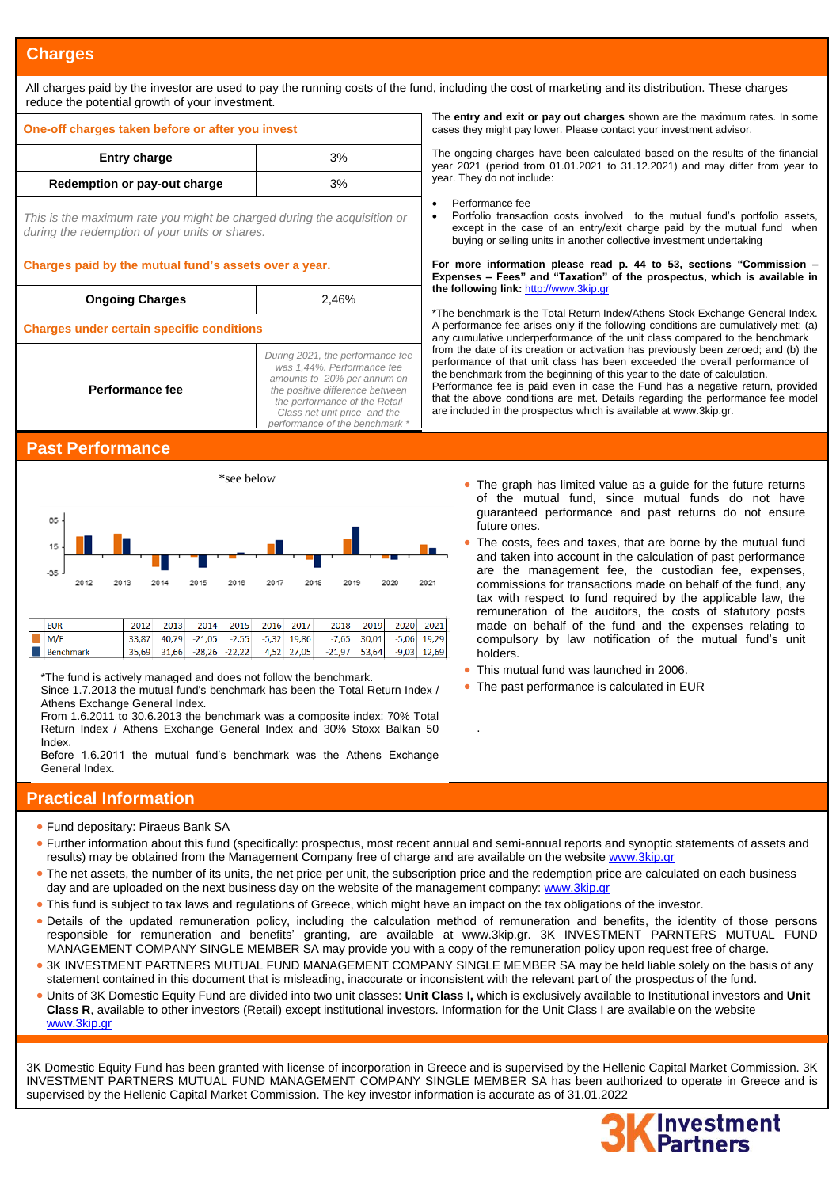## Charges

All charges paid by the investor are used to pay the running costs of the fund, including the cost of marketing and its distribution. These charges reduce the potential growth of your investment.

| One-off charges taken before or after you invest | |
|---|---|
| **Entry charge** | 3% |
| **Redemption or pay-out charge** | 3% |
| *This is the maximum rate you might be charged during the acquisition or during the redemption of your units or shares.* | |
| **Charges paid by the mutual fund's assets over a year.** | |
| **Ongoing Charges** | 2,46% |
| **Charges under certain specific conditions** | |
| **Performance fee** | *During 2021, the performance fee was 1,44%. Performance fee amounts to 20% per annum on the positive difference between the performance of the Retail Class net unit price and the performance of the benchmark \** |

The **entry and exit or pay out charges** shown are the maximum rates. In some cases they might pay lower. Please contact your investment advisor.

The ongoing charges have been calculated based on the results of the financial year 2021 (period from 01.01.2021 to 31.12.2021) and may differ from year to year. They do not include:

- Performance fee
- Portfolio transaction costs involved to the mutual fund's portfolio assets, except in the case of an entry/exit charge paid by the mutual fund when buying or selling units in another collective investment undertaking

**For more information please read p. 44 to 53, sections "Commission – Expenses – Fees" and "Taxation" of the prospectus, which is available in the following link:** http://www.3kip.gr

*The benchmark is the Total Return Index/Athens Stock Exchange General Index. A performance fee arises only if the following conditions are cumulatively met: (a) any cumulative underperformance of the unit class compared to the benchmark from the date of its creation or activation has previously been zeroed; and (b) the performance of that unit class has been exceeded the overall performance of the benchmark from the beginning of this year to the date of calculation. Performance fee is paid even in case the Fund has a negative return, provided that the above conditions are met. Details regarding the performance fee model are included in the prospectus which is available at www.3kip.gr.

## Past Performance

*see below

65
15
-35
2012 2013 2014 2015 2016 2017 2018 2019 2020 2021

| EUR | 2012 | 2013 | 2014 | 2015 | 2016 | 2017 | 2018 | 2019 | 2020 | 2021 |
|---|---|---|---|---|---|---|---|---|---|---|
| M/F | 33,87 | 40,79 | -21,05 | -2,55 | -5,32 | 19,86 | -7,65 | 30,01 | -5,06 | 19,29 |
| Benchmark | 35,69 | 31,66 | -28,26 | -22,22 | 4,52 | 27,05 | -21,97 | 53,64 | -9,03 | 12,69 |

*The fund is actively managed and does not follow the benchmark.
Since 1.7.2013 the mutual fund's benchmark has been the Total Return Index / Athens Exchange General Index.
From 1.6.2011 to 30.6.2013 the benchmark was a composite index: 70% Total Return Index / Athens Exchange General Index and 30% Stoxx Balkan 50 Index.
Before 1.6.2011 the mutual fund's benchmark was the Athens Exchange General Index.

- The graph has limited value as a guide for the future returns of the mutual fund, since mutual funds do not have guaranteed performance and past returns do not ensure future ones.
- The costs, fees and taxes, that are borne by the mutual fund and taken into account in the calculation of past performance are the management fee, the custodian fee, expenses, commissions for transactions made on behalf of the fund, any tax with respect to fund required by the applicable law, the remuneration of the auditors, the costs of statutory posts made on behalf of the fund and the expenses relating to compulsory by law notification of the mutual fund's unit holders.
- This mutual fund was launched in 2006.
- The past performance is calculated in EUR

## Practical Information

- Fund depositary: Piraeus Bank SA
- Further information about this fund (specifically: prospectus, most recent annual and semi-annual reports and synoptic statements of assets and results) may be obtained from the Management Company free of charge and are available on the website www.3kip.gr
- The net assets, the number of its units, the net price per unit, the subscription price and the redemption price are calculated on each business day and are uploaded on the next business day on the website of the management company: www.3kip.gr
- This fund is subject to tax laws and regulations of Greece, which might have an impact on the tax obligations of the investor.
- Details of the updated remuneration policy, including the calculation method of remuneration and benefits, the identity of those persons responsible for remuneration and benefits' granting, are available at www.3kip.gr. 3K INVESTMENT PARNTERS MUTUAL FUND MANAGEMENT COMPANY SINGLE MEMBER SA may provide you with a copy of the remuneration policy upon request free of charge.
- 3K INVESTMENT PARTNERS MUTUAL FUND MANAGEMENT COMPANY SINGLE MEMBER SA may be held liable solely on the basis of any statement contained in this document that is misleading, inaccurate or inconsistent with the relevant part of the prospectus of the fund.
- Units of 3K Domestic Equity Fund are divided into two unit classes: **Unit Class I,** which is exclusively available to Institutional investors and **Unit Class R**, available to other investors (Retail) except institutional investors. Information for the Unit Class I are available on the website www.3kip.gr

3K Domestic Equity Fund has been granted with license of incorporation in Greece and is supervised by the Hellenic Capital Market Commission. 3K INVESTMENT PARTNERS MUTUAL FUND MANAGEMENT COMPANY SINGLE MEMBER SA has been authorized to operate in Greece and is supervised by the Hellenic Capital Market Commission. The key investor information is accurate as of 31.01.2022

3K Investment Partners